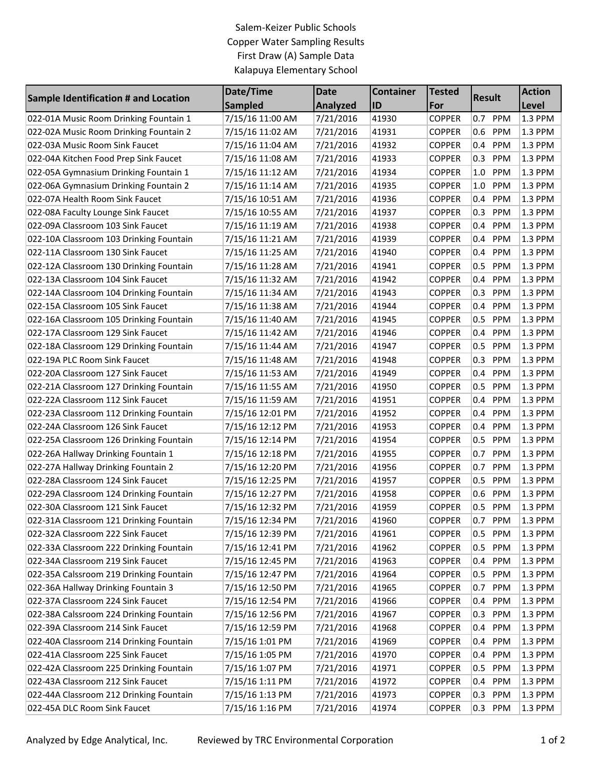Salem-Keizer Public Schools
Copper Water Sampling Results
First Draw (A) Sample Data
Kalapuya Elementary School

| Sample Identification # and Location | Date/Time Sampled | Date Analyzed | Container ID | Tested For | Result | Action Level |
|---|---|---|---|---|---|---|
| 022-01A Music Room Drinking Fountain 1 | 7/15/16 11:00 AM | 7/21/2016 | 41930 | COPPER | 0.7 PPM | 1.3 PPM |
| 022-02A Music Room Drinking Fountain 2 | 7/15/16 11:02 AM | 7/21/2016 | 41931 | COPPER | 0.6 PPM | 1.3 PPM |
| 022-03A Music Room Sink Faucet | 7/15/16 11:04 AM | 7/21/2016 | 41932 | COPPER | 0.4 PPM | 1.3 PPM |
| 022-04A Kitchen Food Prep Sink Faucet | 7/15/16 11:08 AM | 7/21/2016 | 41933 | COPPER | 0.3 PPM | 1.3 PPM |
| 022-05A Gymnasium Drinking Fountain 1 | 7/15/16 11:12 AM | 7/21/2016 | 41934 | COPPER | 1.0 PPM | 1.3 PPM |
| 022-06A Gymnasium Drinking Fountain 2 | 7/15/16 11:14 AM | 7/21/2016 | 41935 | COPPER | 1.0 PPM | 1.3 PPM |
| 022-07A Health Room Sink Faucet | 7/15/16 10:51 AM | 7/21/2016 | 41936 | COPPER | 0.4 PPM | 1.3 PPM |
| 022-08A Faculty Lounge Sink Faucet | 7/15/16 10:55 AM | 7/21/2016 | 41937 | COPPER | 0.3 PPM | 1.3 PPM |
| 022-09A Classroom 103 Sink Faucet | 7/15/16 11:19 AM | 7/21/2016 | 41938 | COPPER | 0.4 PPM | 1.3 PPM |
| 022-10A Classroom 103 Drinking Fountain | 7/15/16 11:21 AM | 7/21/2016 | 41939 | COPPER | 0.4 PPM | 1.3 PPM |
| 022-11A Classroom 130 Sink Faucet | 7/15/16 11:25 AM | 7/21/2016 | 41940 | COPPER | 0.4 PPM | 1.3 PPM |
| 022-12A Classroom 130 Drinking Fountain | 7/15/16 11:28 AM | 7/21/2016 | 41941 | COPPER | 0.5 PPM | 1.3 PPM |
| 022-13A Classroom 104 Sink Faucet | 7/15/16 11:32 AM | 7/21/2016 | 41942 | COPPER | 0.4 PPM | 1.3 PPM |
| 022-14A Classroom 104 Drinking Fountain | 7/15/16 11:34 AM | 7/21/2016 | 41943 | COPPER | 0.3 PPM | 1.3 PPM |
| 022-15A Classroom 105 Sink Faucet | 7/15/16 11:38 AM | 7/21/2016 | 41944 | COPPER | 0.4 PPM | 1.3 PPM |
| 022-16A Classroom 105 Drinking Fountain | 7/15/16 11:40 AM | 7/21/2016 | 41945 | COPPER | 0.5 PPM | 1.3 PPM |
| 022-17A Classroom 129 Sink Faucet | 7/15/16 11:42 AM | 7/21/2016 | 41946 | COPPER | 0.4 PPM | 1.3 PPM |
| 022-18A Classroom 129 Drinking Fountain | 7/15/16 11:44 AM | 7/21/2016 | 41947 | COPPER | 0.5 PPM | 1.3 PPM |
| 022-19A PLC Room Sink Faucet | 7/15/16 11:48 AM | 7/21/2016 | 41948 | COPPER | 0.3 PPM | 1.3 PPM |
| 022-20A Classroom 127 Sink Faucet | 7/15/16 11:53 AM | 7/21/2016 | 41949 | COPPER | 0.4 PPM | 1.3 PPM |
| 022-21A Classroom 127 Drinking Fountain | 7/15/16 11:55 AM | 7/21/2016 | 41950 | COPPER | 0.5 PPM | 1.3 PPM |
| 022-22A Classroom 112 Sink Faucet | 7/15/16 11:59 AM | 7/21/2016 | 41951 | COPPER | 0.4 PPM | 1.3 PPM |
| 022-23A Classroom 112 Drinking Fountain | 7/15/16 12:01 PM | 7/21/2016 | 41952 | COPPER | 0.4 PPM | 1.3 PPM |
| 022-24A Classroom 126 Sink Faucet | 7/15/16 12:12 PM | 7/21/2016 | 41953 | COPPER | 0.4 PPM | 1.3 PPM |
| 022-25A Classroom 126 Drinking Fountain | 7/15/16 12:14 PM | 7/21/2016 | 41954 | COPPER | 0.5 PPM | 1.3 PPM |
| 022-26A Hallway Drinking Fountain 1 | 7/15/16 12:18 PM | 7/21/2016 | 41955 | COPPER | 0.7 PPM | 1.3 PPM |
| 022-27A Hallway Drinking Fountain 2 | 7/15/16 12:20 PM | 7/21/2016 | 41956 | COPPER | 0.7 PPM | 1.3 PPM |
| 022-28A Classroom 124 Sink Faucet | 7/15/16 12:25 PM | 7/21/2016 | 41957 | COPPER | 0.5 PPM | 1.3 PPM |
| 022-29A Classroom 124 Drinking Fountain | 7/15/16 12:27 PM | 7/21/2016 | 41958 | COPPER | 0.6 PPM | 1.3 PPM |
| 022-30A Classroom 121 Sink Faucet | 7/15/16 12:32 PM | 7/21/2016 | 41959 | COPPER | 0.5 PPM | 1.3 PPM |
| 022-31A Classroom 121 Drinking Fountain | 7/15/16 12:34 PM | 7/21/2016 | 41960 | COPPER | 0.7 PPM | 1.3 PPM |
| 022-32A Classroom 222 Sink Faucet | 7/15/16 12:39 PM | 7/21/2016 | 41961 | COPPER | 0.5 PPM | 1.3 PPM |
| 022-33A Classroom 222 Drinking Fountain | 7/15/16 12:41 PM | 7/21/2016 | 41962 | COPPER | 0.5 PPM | 1.3 PPM |
| 022-34A Classroom 219 Sink Faucet | 7/15/16 12:45 PM | 7/21/2016 | 41963 | COPPER | 0.4 PPM | 1.3 PPM |
| 022-35A Calssroom 219 Drinking Fountain | 7/15/16 12:47 PM | 7/21/2016 | 41964 | COPPER | 0.5 PPM | 1.3 PPM |
| 022-36A Hallway Drinking Fountain 3 | 7/15/16 12:50 PM | 7/21/2016 | 41965 | COPPER | 0.7 PPM | 1.3 PPM |
| 022-37A Classroom 224 Sink Faucet | 7/15/16 12:54 PM | 7/21/2016 | 41966 | COPPER | 0.4 PPM | 1.3 PPM |
| 022-38A Calssroom 224 Drinking Fountain | 7/15/16 12:56 PM | 7/21/2016 | 41967 | COPPER | 0.3 PPM | 1.3 PPM |
| 022-39A Classroom 214 Sink Faucet | 7/15/16 12:59 PM | 7/21/2016 | 41968 | COPPER | 0.4 PPM | 1.3 PPM |
| 022-40A Classroom 214 Drinking Fountain | 7/15/16 1:01 PM | 7/21/2016 | 41969 | COPPER | 0.4 PPM | 1.3 PPM |
| 022-41A Classroom 225 Sink Faucet | 7/15/16 1:05 PM | 7/21/2016 | 41970 | COPPER | 0.4 PPM | 1.3 PPM |
| 022-42A Classroom 225 Drinking Fountain | 7/15/16 1:07 PM | 7/21/2016 | 41971 | COPPER | 0.5 PPM | 1.3 PPM |
| 022-43A Classroom 212 Sink Faucet | 7/15/16 1:11 PM | 7/21/2016 | 41972 | COPPER | 0.4 PPM | 1.3 PPM |
| 022-44A Classroom 212 Drinking Fountain | 7/15/16 1:13 PM | 7/21/2016 | 41973 | COPPER | 0.3 PPM | 1.3 PPM |
| 022-45A DLC Room Sink Faucet | 7/15/16 1:16 PM | 7/21/2016 | 41974 | COPPER | 0.3 PPM | 1.3 PPM |

Analyzed by Edge Analytical, Inc. Reviewed by TRC Environmental Corporation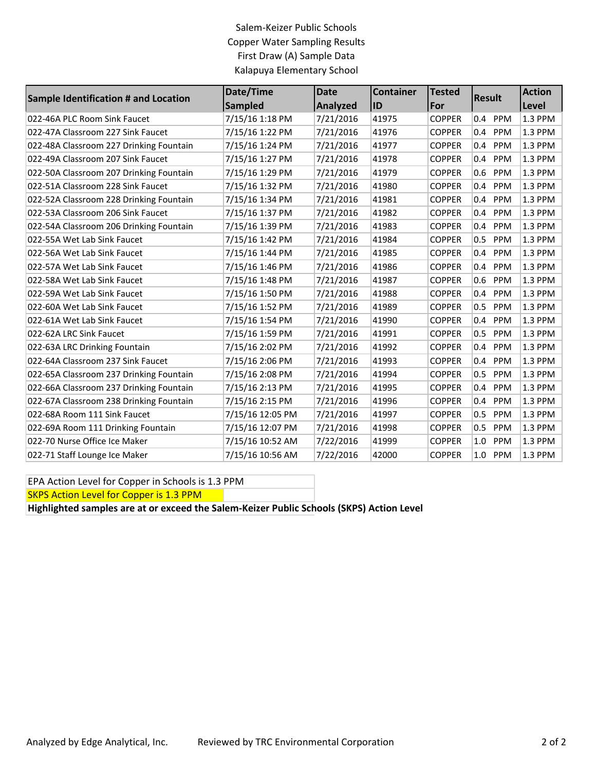Salem-Keizer Public Schools
Copper Water Sampling Results
First Draw (A) Sample Data
Kalapuya Elementary School

| Sample Identification # and Location | Date/Time Sampled | Date Analyzed | Container ID | Tested For | Result | Action Level |
|---|---|---|---|---|---|---|
| 022-46A PLC Room Sink Faucet | 7/15/16 1:18 PM | 7/21/2016 | 41975 | COPPER | 0.4 PPM | 1.3 PPM |
| 022-47A Classroom 227 Sink Faucet | 7/15/16 1:22 PM | 7/21/2016 | 41976 | COPPER | 0.4 PPM | 1.3 PPM |
| 022-48A Classroom 227 Drinking Fountain | 7/15/16 1:24 PM | 7/21/2016 | 41977 | COPPER | 0.4 PPM | 1.3 PPM |
| 022-49A Classroom 207 Sink Faucet | 7/15/16 1:27 PM | 7/21/2016 | 41978 | COPPER | 0.4 PPM | 1.3 PPM |
| 022-50A Classroom 207 Drinking Fountain | 7/15/16 1:29 PM | 7/21/2016 | 41979 | COPPER | 0.6 PPM | 1.3 PPM |
| 022-51A Classroom 228 Sink Faucet | 7/15/16 1:32 PM | 7/21/2016 | 41980 | COPPER | 0.4 PPM | 1.3 PPM |
| 022-52A Classroom 228 Drinking Fountain | 7/15/16 1:34 PM | 7/21/2016 | 41981 | COPPER | 0.4 PPM | 1.3 PPM |
| 022-53A Classroom 206 Sink Faucet | 7/15/16 1:37 PM | 7/21/2016 | 41982 | COPPER | 0.4 PPM | 1.3 PPM |
| 022-54A Classroom 206 Drinking Fountain | 7/15/16 1:39 PM | 7/21/2016 | 41983 | COPPER | 0.4 PPM | 1.3 PPM |
| 022-55A Wet Lab Sink Faucet | 7/15/16 1:42 PM | 7/21/2016 | 41984 | COPPER | 0.5 PPM | 1.3 PPM |
| 022-56A Wet Lab Sink Faucet | 7/15/16 1:44 PM | 7/21/2016 | 41985 | COPPER | 0.4 PPM | 1.3 PPM |
| 022-57A Wet Lab Sink Faucet | 7/15/16 1:46 PM | 7/21/2016 | 41986 | COPPER | 0.4 PPM | 1.3 PPM |
| 022-58A Wet Lab Sink Faucet | 7/15/16 1:48 PM | 7/21/2016 | 41987 | COPPER | 0.6 PPM | 1.3 PPM |
| 022-59A Wet Lab Sink Faucet | 7/15/16 1:50 PM | 7/21/2016 | 41988 | COPPER | 0.4 PPM | 1.3 PPM |
| 022-60A Wet Lab Sink Faucet | 7/15/16 1:52 PM | 7/21/2016 | 41989 | COPPER | 0.5 PPM | 1.3 PPM |
| 022-61A Wet Lab Sink Faucet | 7/15/16 1:54 PM | 7/21/2016 | 41990 | COPPER | 0.4 PPM | 1.3 PPM |
| 022-62A LRC Sink Faucet | 7/15/16 1:59 PM | 7/21/2016 | 41991 | COPPER | 0.5 PPM | 1.3 PPM |
| 022-63A LRC Drinking Fountain | 7/15/16 2:02 PM | 7/21/2016 | 41992 | COPPER | 0.4 PPM | 1.3 PPM |
| 022-64A Classroom 237 Sink Faucet | 7/15/16 2:06 PM | 7/21/2016 | 41993 | COPPER | 0.4 PPM | 1.3 PPM |
| 022-65A Classroom 237 Drinking Fountain | 7/15/16 2:08 PM | 7/21/2016 | 41994 | COPPER | 0.5 PPM | 1.3 PPM |
| 022-66A Classroom 237 Drinking Fountain | 7/15/16 2:13 PM | 7/21/2016 | 41995 | COPPER | 0.4 PPM | 1.3 PPM |
| 022-67A Classroom 238 Drinking Fountain | 7/15/16 2:15 PM | 7/21/2016 | 41996 | COPPER | 0.4 PPM | 1.3 PPM |
| 022-68A Room 111 Sink Faucet | 7/15/16 12:05 PM | 7/21/2016 | 41997 | COPPER | 0.5 PPM | 1.3 PPM |
| 022-69A Room 111 Drinking Fountain | 7/15/16 12:07 PM | 7/21/2016 | 41998 | COPPER | 0.5 PPM | 1.3 PPM |
| 022-70 Nurse Office Ice Maker | 7/15/16 10:52 AM | 7/22/2016 | 41999 | COPPER | 1.0 PPM | 1.3 PPM |
| 022-71 Staff Lounge Ice Maker | 7/15/16 10:56 AM | 7/22/2016 | 42000 | COPPER | 1.0 PPM | 1.3 PPM |

EPA Action Level for Copper in Schools is 1.3 PPM

SKPS Action Level for Copper is 1.3 PPM

**Highlighted samples are at or exceed the Salem-Keizer Public Schools (SKPS) Action Level**

Analyzed by Edge Analytical, Inc. Reviewed by TRC Environmental Corporation